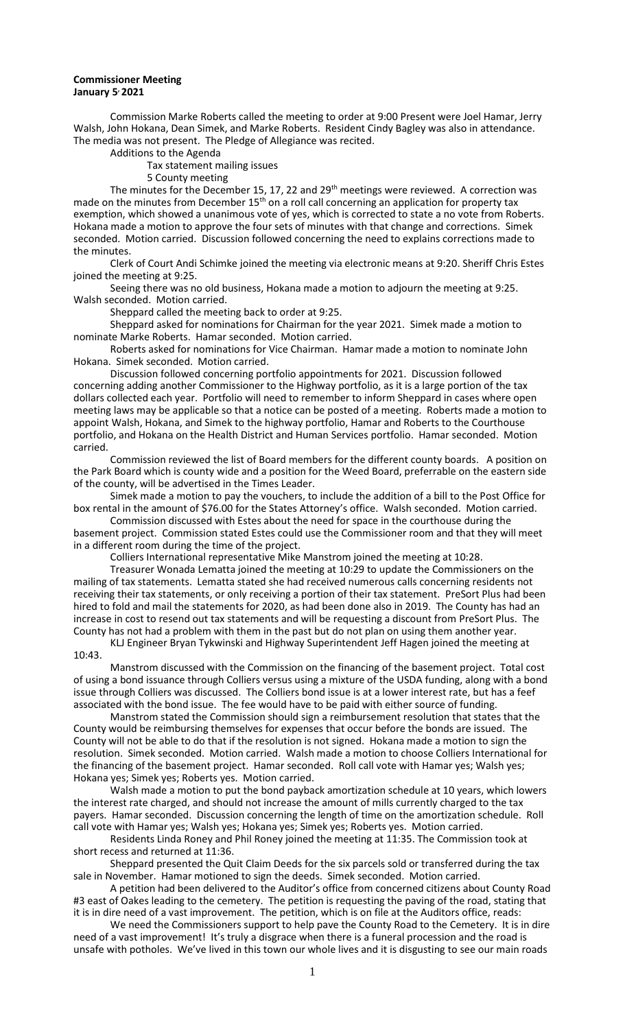**Commissioner Meeting**
**January 5, 2021**

Commission Marke Roberts called the meeting to order at 9:00 Present were Joel Hamar, Jerry Walsh, John Hokana, Dean Simek, and Marke Roberts. Resident Cindy Bagley was also in attendance. The media was not present. The Pledge of Allegiance was recited.

Additions to the Agenda

Tax statement mailing issues

5 County meeting

The minutes for the December 15, 17, 22 and 29th meetings were reviewed. A correction was made on the minutes from December 15th on a roll call concerning an application for property tax exemption, which showed a unanimous vote of yes, which is corrected to state a no vote from Roberts. Hokana made a motion to approve the four sets of minutes with that change and corrections. Simek seconded. Motion carried. Discussion followed concerning the need to explains corrections made to the minutes.

Clerk of Court Andi Schimke joined the meeting via electronic means at 9:20. Sheriff Chris Estes joined the meeting at 9:25.

Seeing there was no old business, Hokana made a motion to adjourn the meeting at 9:25. Walsh seconded. Motion carried.

Sheppard called the meeting back to order at 9:25.

Sheppard asked for nominations for Chairman for the year 2021. Simek made a motion to nominate Marke Roberts. Hamar seconded. Motion carried.

Roberts asked for nominations for Vice Chairman. Hamar made a motion to nominate John Hokana. Simek seconded. Motion carried.

Discussion followed concerning portfolio appointments for 2021. Discussion followed concerning adding another Commissioner to the Highway portfolio, as it is a large portion of the tax dollars collected each year. Portfolio will need to remember to inform Sheppard in cases where open meeting laws may be applicable so that a notice can be posted of a meeting. Roberts made a motion to appoint Walsh, Hokana, and Simek to the highway portfolio, Hamar and Roberts to the Courthouse portfolio, and Hokana on the Health District and Human Services portfolio. Hamar seconded. Motion carried.

Commission reviewed the list of Board members for the different county boards. A position on the Park Board which is county wide and a position for the Weed Board, preferrable on the eastern side of the county, will be advertised in the Times Leader.

Simek made a motion to pay the vouchers, to include the addition of a bill to the Post Office for box rental in the amount of $76.00 for the States Attorney's office. Walsh seconded. Motion carried.

Commission discussed with Estes about the need for space in the courthouse during the basement project. Commission stated Estes could use the Commissioner room and that they will meet in a different room during the time of the project.

Colliers International representative Mike Manstrom joined the meeting at 10:28.

Treasurer Wonada Lematta joined the meeting at 10:29 to update the Commissioners on the mailing of tax statements. Lematta stated she had received numerous calls concerning residents not receiving their tax statements, or only receiving a portion of their tax statement. PreSort Plus had been hired to fold and mail the statements for 2020, as had been done also in 2019. The County has had an increase in cost to resend out tax statements and will be requesting a discount from PreSort Plus. The County has not had a problem with them in the past but do not plan on using them another year.

KLJ Engineer Bryan Tykwinski and Highway Superintendent Jeff Hagen joined the meeting at 10:43.

Manstrom discussed with the Commission on the financing of the basement project. Total cost of using a bond issuance through Colliers versus using a mixture of the USDA funding, along with a bond issue through Colliers was discussed. The Colliers bond issue is at a lower interest rate, but has a feef associated with the bond issue. The fee would have to be paid with either source of funding.

Manstrom stated the Commission should sign a reimbursement resolution that states that the County would be reimbursing themselves for expenses that occur before the bonds are issued. The County will not be able to do that if the resolution is not signed. Hokana made a motion to sign the resolution. Simek seconded. Motion carried. Walsh made a motion to choose Colliers International for the financing of the basement project. Hamar seconded. Roll call vote with Hamar yes; Walsh yes; Hokana yes; Simek yes; Roberts yes. Motion carried.

Walsh made a motion to put the bond payback amortization schedule at 10 years, which lowers the interest rate charged, and should not increase the amount of mills currently charged to the tax payers. Hamar seconded. Discussion concerning the length of time on the amortization schedule. Roll call vote with Hamar yes; Walsh yes; Hokana yes; Simek yes; Roberts yes. Motion carried.

Residents Linda Roney and Phil Roney joined the meeting at 11:35. The Commission took at short recess and returned at 11:36.

Sheppard presented the Quit Claim Deeds for the six parcels sold or transferred during the tax sale in November. Hamar motioned to sign the deeds. Simek seconded. Motion carried.

A petition had been delivered to the Auditor's office from concerned citizens about County Road #3 east of Oakes leading to the cemetery. The petition is requesting the paving of the road, stating that it is in dire need of a vast improvement. The petition, which is on file at the Auditors office, reads:

We need the Commissioners support to help pave the County Road to the Cemetery. It is in dire need of a vast improvement! It's truly a disgrace when there is a funeral procession and the road is unsafe with potholes. We've lived in this town our whole lives and it is disgusting to see our main roads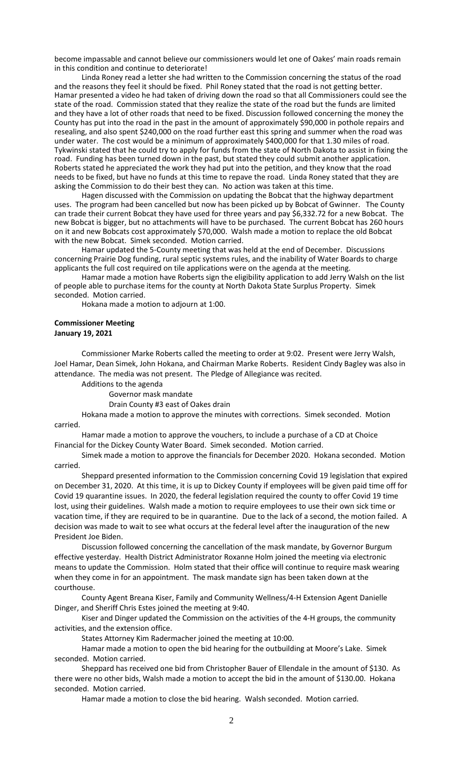become impassable and cannot believe our commissioners would let one of Oakes' main roads remain in this condition and continue to deteriorate!

Linda Roney read a letter she had written to the Commission concerning the status of the road and the reasons they feel it should be fixed. Phil Roney stated that the road is not getting better. Hamar presented a video he had taken of driving down the road so that all Commissioners could see the state of the road. Commission stated that they realize the state of the road but the funds are limited and they have a lot of other roads that need to be fixed. Discussion followed concerning the money the County has put into the road in the past in the amount of approximately $90,000 in pothole repairs and resealing, and also spent $240,000 on the road further east this spring and summer when the road was under water. The cost would be a minimum of approximately $400,000 for that 1.30 miles of road. Tykwinski stated that he could try to apply for funds from the state of North Dakota to assist in fixing the road. Funding has been turned down in the past, but stated they could submit another application. Roberts stated he appreciated the work they had put into the petition, and they know that the road needs to be fixed, but have no funds at this time to repave the road. Linda Roney stated that they are asking the Commission to do their best they can. No action was taken at this time.

Hagen discussed with the Commission on updating the Bobcat that the highway department uses. The program had been cancelled but now has been picked up by Bobcat of Gwinner. The County can trade their current Bobcat they have used for three years and pay $6,332.72 for a new Bobcat. The new Bobcat is bigger, but no attachments will have to be purchased. The current Bobcat has 260 hours on it and new Bobcats cost approximately $70,000. Walsh made a motion to replace the old Bobcat with the new Bobcat. Simek seconded. Motion carried.

Hamar updated the 5-County meeting that was held at the end of December. Discussions concerning Prairie Dog funding, rural septic systems rules, and the inability of Water Boards to charge applicants the full cost required on tile applications were on the agenda at the meeting.

Hamar made a motion have Roberts sign the eligibility application to add Jerry Walsh on the list of people able to purchase items for the county at North Dakota State Surplus Property. Simek seconded. Motion carried.

Hokana made a motion to adjourn at 1:00.

**Commissioner Meeting**
**January 19, 2021**

Commissioner Marke Roberts called the meeting to order at 9:02. Present were Jerry Walsh, Joel Hamar, Dean Simek, John Hokana, and Chairman Marke Roberts. Resident Cindy Bagley was also in attendance. The media was not present. The Pledge of Allegiance was recited.

Additions to the agenda

Governor mask mandate

Drain County #3 east of Oakes drain

Hokana made a motion to approve the minutes with corrections. Simek seconded. Motion carried.

Hamar made a motion to approve the vouchers, to include a purchase of a CD at Choice Financial for the Dickey County Water Board. Simek seconded. Motion carried.

Simek made a motion to approve the financials for December 2020. Hokana seconded. Motion carried.

Sheppard presented information to the Commission concerning Covid 19 legislation that expired on December 31, 2020. At this time, it is up to Dickey County if employees will be given paid time off for Covid 19 quarantine issues. In 2020, the federal legislation required the county to offer Covid 19 time lost, using their guidelines. Walsh made a motion to require employees to use their own sick time or vacation time, if they are required to be in quarantine. Due to the lack of a second, the motion failed. A decision was made to wait to see what occurs at the federal level after the inauguration of the new President Joe Biden.

Discussion followed concerning the cancellation of the mask mandate, by Governor Burgum effective yesterday. Health District Administrator Roxanne Holm joined the meeting via electronic means to update the Commission. Holm stated that their office will continue to require mask wearing when they come in for an appointment. The mask mandate sign has been taken down at the courthouse.

County Agent Breana Kiser, Family and Community Wellness/4-H Extension Agent Danielle Dinger, and Sheriff Chris Estes joined the meeting at 9:40.

Kiser and Dinger updated the Commission on the activities of the 4-H groups, the community activities, and the extension office.

States Attorney Kim Radermacher joined the meeting at 10:00.

Hamar made a motion to open the bid hearing for the outbuilding at Moore's Lake. Simek seconded. Motion carried.

Sheppard has received one bid from Christopher Bauer of Ellendale in the amount of $130. As there were no other bids, Walsh made a motion to accept the bid in the amount of $130.00. Hokana seconded. Motion carried.

Hamar made a motion to close the bid hearing. Walsh seconded. Motion carried.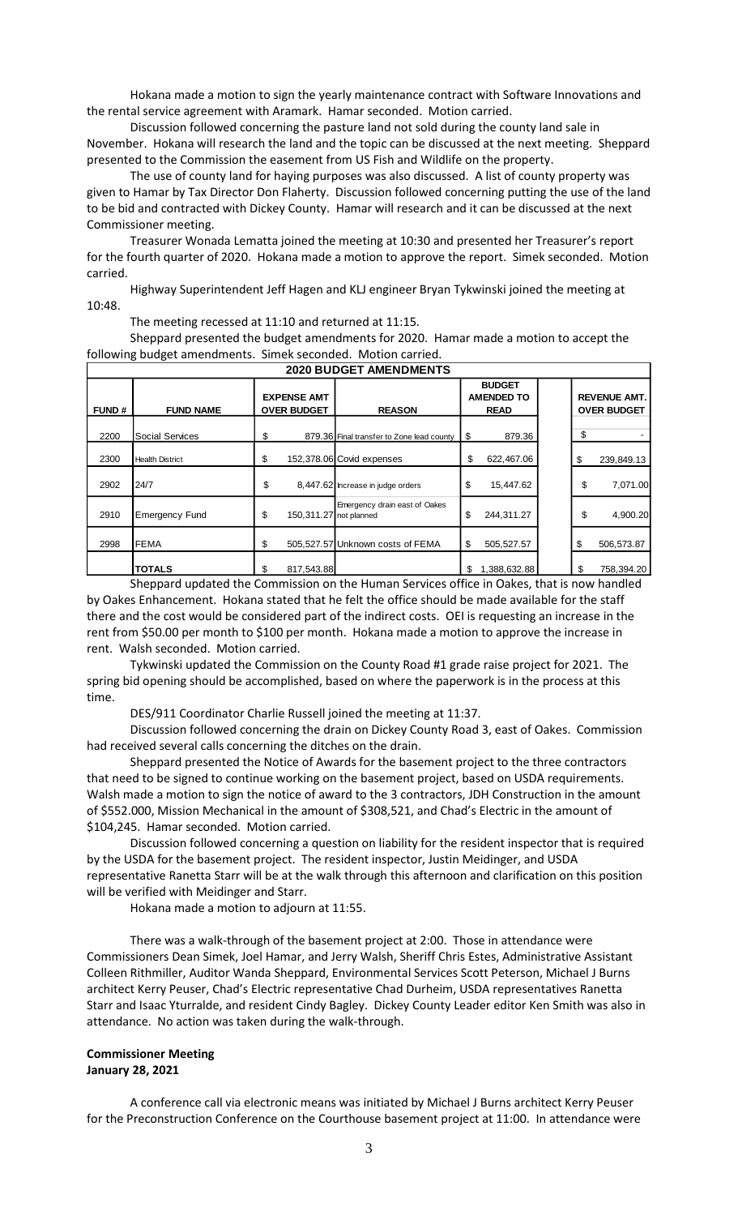Hokana made a motion to sign the yearly maintenance contract with Software Innovations and the rental service agreement with Aramark. Hamar seconded. Motion carried.

Discussion followed concerning the pasture land not sold during the county land sale in November. Hokana will research the land and the topic can be discussed at the next meeting. Sheppard presented to the Commission the easement from US Fish and Wildlife on the property.

The use of county land for haying purposes was also discussed. A list of county property was given to Hamar by Tax Director Don Flaherty. Discussion followed concerning putting the use of the land to be bid and contracted with Dickey County. Hamar will research and it can be discussed at the next Commissioner meeting.

Treasurer Wonada Lematta joined the meeting at 10:30 and presented her Treasurer's report for the fourth quarter of 2020. Hokana made a motion to approve the report. Simek seconded. Motion carried.

Highway Superintendent Jeff Hagen and KLJ engineer Bryan Tykwinski joined the meeting at 10:48.

The meeting recessed at 11:10 and returned at 11:15.

Sheppard presented the budget amendments for 2020. Hamar made a motion to accept the following budget amendments. Simek seconded. Motion carried.

| **2020 BUDGET AMENDMENTS** | | | | | |
|---|---|---|---|---|---|
| **FUND #** | **FUND NAME** | **EXPENSE AMT OVER BUDGET** | **REASON** | **BUDGET AMENDED TO READ** | **REVENUE AMT. OVER BUDGET** |
| 2200 | Social Services | $ 879.36 | Final transfer to Zone lead county | $ 879.36 | $ - |
| 2300 | Health District | $ 152,378.06 | Covid expenses | $ 622,467.06 | $ 239,849.13 |
| 2902 | 24/7 | $ 8,447.62 | Increase in judge orders | $ 15,447.62 | $ 7,071.00 |
| 2910 | Emergency Fund | $ 150,311.27 | Emergency drain east of Oakes not planned | $ 244,311.27 | $ 4,900.20 |
| 2998 | FEMA | $ 505,527.57 | Unknown costs of FEMA | $ 505,527.57 | $ 506,573.87 |
| | **TOTALS** | $ 817,543.88 | | $ 1,388,632.88 | $ 758,394.20 |

Sheppard updated the Commission on the Human Services office in Oakes, that is now handled by Oakes Enhancement. Hokana stated that he felt the office should be made available for the staff there and the cost would be considered part of the indirect costs. OEI is requesting an increase in the rent from $50.00 per month to $100 per month. Hokana made a motion to approve the increase in rent. Walsh seconded. Motion carried.

Tykwinski updated the Commission on the County Road #1 grade raise project for 2021. The spring bid opening should be accomplished, based on where the paperwork is in the process at this time.

DES/911 Coordinator Charlie Russell joined the meeting at 11:37.

Discussion followed concerning the drain on Dickey County Road 3, east of Oakes. Commission had received several calls concerning the ditches on the drain.

Sheppard presented the Notice of Awards for the basement project to the three contractors that need to be signed to continue working on the basement project, based on USDA requirements. Walsh made a motion to sign the notice of award to the 3 contractors, JDH Construction in the amount of $552.000, Mission Mechanical in the amount of $308,521, and Chad's Electric in the amount of $104,245. Hamar seconded. Motion carried.

Discussion followed concerning a question on liability for the resident inspector that is required by the USDA for the basement project. The resident inspector, Justin Meidinger, and USDA representative Ranetta Starr will be at the walk through this afternoon and clarification on this position will be verified with Meidinger and Starr.

Hokana made a motion to adjourn at 11:55.

There was a walk-through of the basement project at 2:00. Those in attendance were Commissioners Dean Simek, Joel Hamar, and Jerry Walsh, Sheriff Chris Estes, Administrative Assistant Colleen Rithmiller, Auditor Wanda Sheppard, Environmental Services Scott Peterson, Michael J Burns architect Kerry Peuser, Chad's Electric representative Chad Durheim, USDA representatives Ranetta Starr and Isaac Yturralde, and resident Cindy Bagley. Dickey County Leader editor Ken Smith was also in attendance. No action was taken during the walk-through.

**Commissioner Meeting**
**January 28, 2021**

A conference call via electronic means was initiated by Michael J Burns architect Kerry Peuser for the Preconstruction Conference on the Courthouse basement project at 11:00. In attendance were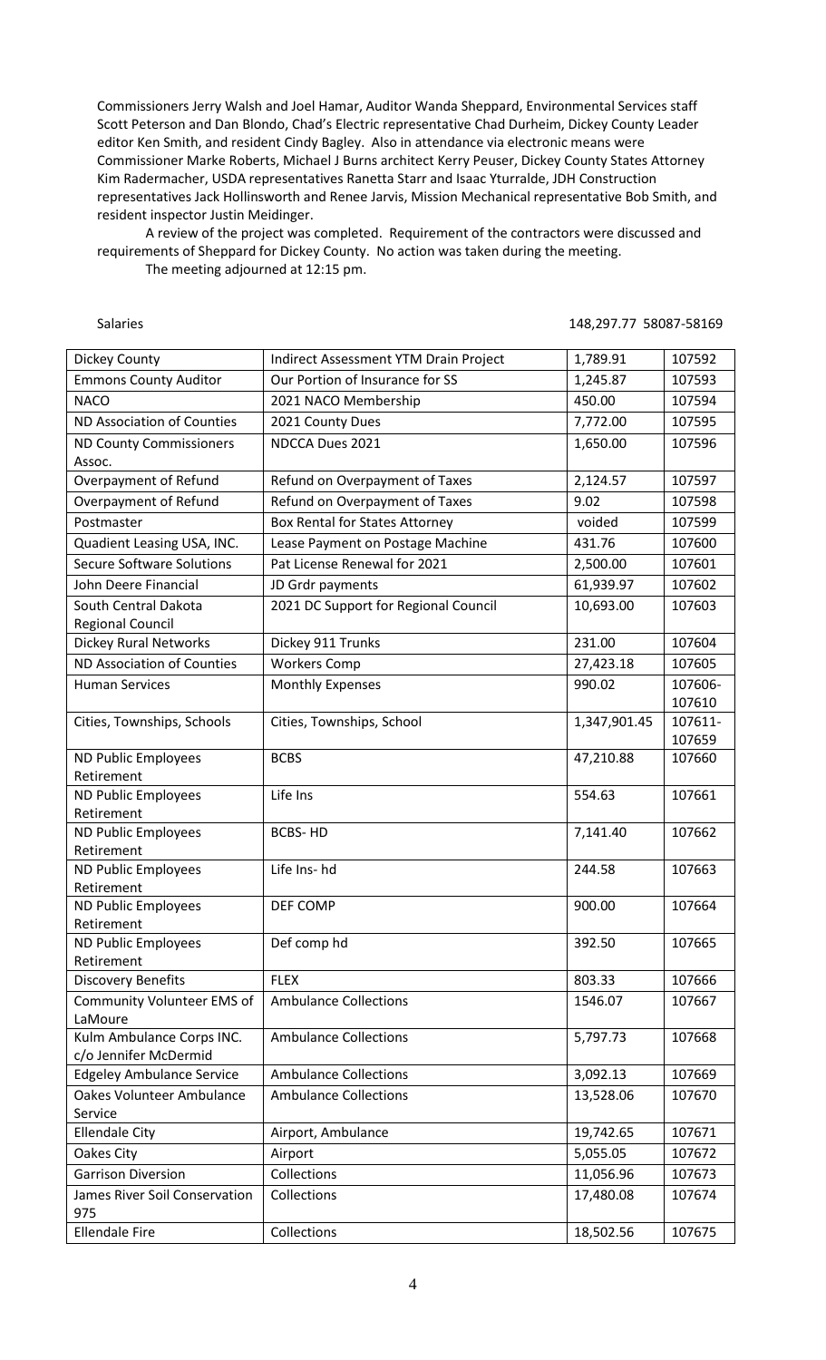Commissioners Jerry Walsh and Joel Hamar, Auditor Wanda Sheppard, Environmental Services staff Scott Peterson and Dan Blondo, Chad's Electric representative Chad Durheim, Dickey County Leader editor Ken Smith, and resident Cindy Bagley. Also in attendance via electronic means were Commissioner Marke Roberts, Michael J Burns architect Kerry Peuser, Dickey County States Attorney Kim Radermacher, USDA representatives Ranetta Starr and Isaac Yturralde, JDH Construction representatives Jack Hollinsworth and Renee Jarvis, Mission Mechanical representative Bob Smith, and resident inspector Justin Meidinger.

A review of the project was completed. Requirement of the contractors were discussed and requirements of Sheppard for Dickey County. No action was taken during the meeting.

The meeting adjourned at 12:15 pm.

Salaries 148,297.77 58087-58169

| | | | |
|---|---|---|---|
| Dickey County | Indirect Assessment YTM Drain Project | 1,789.91 | 107592 |
| Emmons County Auditor | Our Portion of Insurance for SS | 1,245.87 | 107593 |
| NACO | 2021 NACO Membership | 450.00 | 107594 |
| ND Association of Counties | 2021 County Dues | 7,772.00 | 107595 |
| ND County Commissioners Assoc. | NDCCA Dues 2021 | 1,650.00 | 107596 |
| Overpayment of Refund | Refund on Overpayment of Taxes | 2,124.57 | 107597 |
| Overpayment of Refund | Refund on Overpayment of Taxes | 9.02 | 107598 |
| Postmaster | Box Rental for States Attorney | voided | 107599 |
| Quadient Leasing USA, INC. | Lease Payment on Postage Machine | 431.76 | 107600 |
| Secure Software Solutions | Pat License Renewal for 2021 | 2,500.00 | 107601 |
| John Deere Financial | JD Grdr payments | 61,939.97 | 107602 |
| South Central Dakota Regional Council | 2021 DC Support for Regional Council | 10,693.00 | 107603 |
| Dickey Rural Networks | Dickey 911 Trunks | 231.00 | 107604 |
| ND Association of Counties | Workers Comp | 27,423.18 | 107605 |
| Human Services | Monthly Expenses | 990.02 | 107606-107610 |
| Cities, Townships, Schools | Cities, Townships, School | 1,347,901.45 | 107611-107659 |
| ND Public Employees Retirement | BCBS | 47,210.88 | 107660 |
| ND Public Employees Retirement | Life Ins | 554.63 | 107661 |
| ND Public Employees Retirement | BCBS- HD | 7,141.40 | 107662 |
| ND Public Employees Retirement | Life Ins- hd | 244.58 | 107663 |
| ND Public Employees Retirement | DEF COMP | 900.00 | 107664 |
| ND Public Employees Retirement | Def comp hd | 392.50 | 107665 |
| Discovery Benefits | FLEX | 803.33 | 107666 |
| Community Volunteer EMS of LaMoure | Ambulance Collections | 1546.07 | 107667 |
| Kulm Ambulance Corps INC. c/o Jennifer McDermid | Ambulance Collections | 5,797.73 | 107668 |
| Edgeley Ambulance Service | Ambulance Collections | 3,092.13 | 107669 |
| Oakes Volunteer Ambulance Service | Ambulance Collections | 13,528.06 | 107670 |
| Ellendale City | Airport, Ambulance | 19,742.65 | 107671 |
| Oakes City | Airport | 5,055.05 | 107672 |
| Garrison Diversion | Collections | 11,056.96 | 107673 |
| James River Soil Conservation 975 | Collections | 17,480.08 | 107674 |
| Ellendale Fire | Collections | 18,502.56 | 107675 |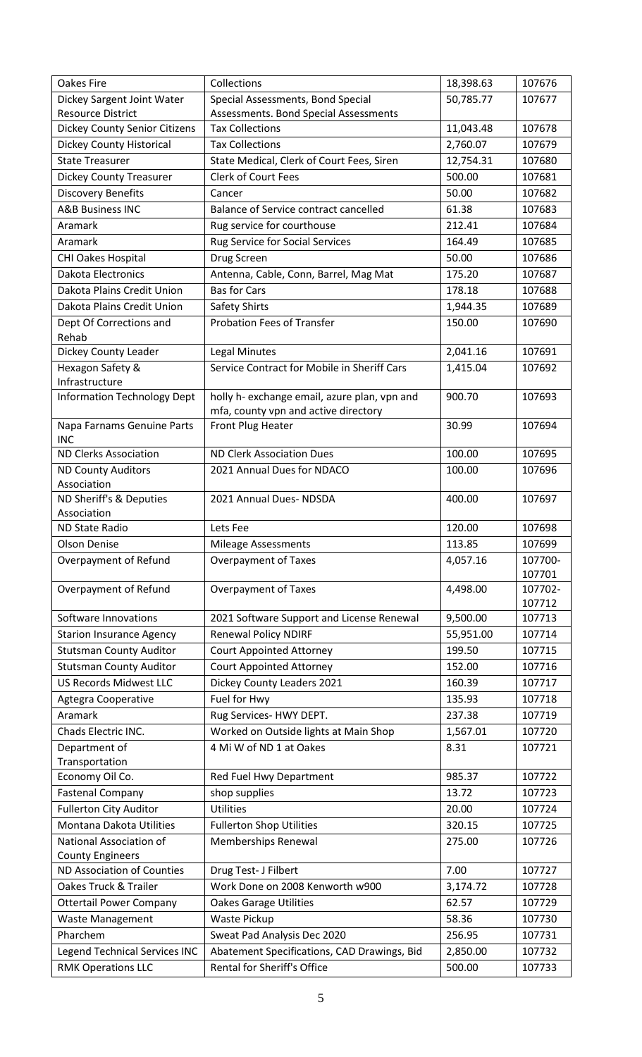| Oakes Fire | Collections | 18,398.63 | 107676 |
|---|---|---|---|
| Dickey Sargent Joint Water Resource District | Special Assessments, Bond Special Assessments. Bond Special Assessments | 50,785.77 | 107677 |
| Dickey County Senior Citizens | Tax Collections | 11,043.48 | 107678 |
| Dickey County Historical | Tax Collections | 2,760.07 | 107679 |
| State Treasurer | State Medical, Clerk of Court Fees, Siren | 12,754.31 | 107680 |
| Dickey County Treasurer | Clerk of Court Fees | 500.00 | 107681 |
| Discovery Benefits | Cancer | 50.00 | 107682 |
| A&B Business INC | Balance of Service contract cancelled | 61.38 | 107683 |
| Aramark | Rug service for courthouse | 212.41 | 107684 |
| Aramark | Rug Service for Social Services | 164.49 | 107685 |
| CHI Oakes Hospital | Drug Screen | 50.00 | 107686 |
| Dakota Electronics | Antenna, Cable, Conn, Barrel, Mag Mat | 175.20 | 107687 |
| Dakota Plains Credit Union | Bas for Cars | 178.18 | 107688 |
| Dakota Plains Credit Union | Safety Shirts | 1,944.35 | 107689 |
| Dept Of Corrections and Rehab | Probation Fees of Transfer | 150.00 | 107690 |
| Dickey County Leader | Legal Minutes | 2,041.16 | 107691 |
| Hexagon Safety & Infrastructure | Service Contract for Mobile in Sheriff Cars | 1,415.04 | 107692 |
| Information Technology Dept | holly h- exchange email, azure plan, vpn and mfa, county vpn and active directory | 900.70 | 107693 |
| Napa Farnams Genuine Parts INC | Front Plug Heater | 30.99 | 107694 |
| ND Clerks Association | ND Clerk Association Dues | 100.00 | 107695 |
| ND County Auditors Association | 2021 Annual Dues for NDACO | 100.00 | 107696 |
| ND Sheriff's & Deputies Association | 2021 Annual Dues- NDSDA | 400.00 | 107697 |
| ND State Radio | Lets Fee | 120.00 | 107698 |
| Olson Denise | Mileage Assessments | 113.85 | 107699 |
| Overpayment of Refund | Overpayment of Taxes | 4,057.16 | 107700-107701 |
| Overpayment of Refund | Overpayment of Taxes | 4,498.00 | 107702-107712 |
| Software Innovations | 2021 Software Support and License Renewal | 9,500.00 | 107713 |
| Starion Insurance Agency | Renewal Policy NDIRF | 55,951.00 | 107714 |
| Stutsman County Auditor | Court Appointed Attorney | 199.50 | 107715 |
| Stutsman County Auditor | Court Appointed Attorney | 152.00 | 107716 |
| US Records Midwest LLC | Dickey County Leaders 2021 | 160.39 | 107717 |
| Agtegra Cooperative | Fuel for Hwy | 135.93 | 107718 |
| Aramark | Rug Services- HWY DEPT. | 237.38 | 107719 |
| Chads Electric INC. | Worked on Outside lights at Main Shop | 1,567.01 | 107720 |
| Department of Transportation | 4 Mi W of ND 1 at Oakes | 8.31 | 107721 |
| Economy Oil Co. | Red Fuel Hwy Department | 985.37 | 107722 |
| Fastenal Company | shop supplies | 13.72 | 107723 |
| Fullerton City Auditor | Utilities | 20.00 | 107724 |
| Montana Dakota Utilities | Fullerton Shop Utilities | 320.15 | 107725 |
| National Association of County Engineers | Memberships Renewal | 275.00 | 107726 |
| ND Association of Counties | Drug Test- J Filbert | 7.00 | 107727 |
| Oakes Truck & Trailer | Work Done on 2008 Kenworth w900 | 3,174.72 | 107728 |
| Ottertail Power Company | Oakes Garage Utilities | 62.57 | 107729 |
| Waste Management | Waste Pickup | 58.36 | 107730 |
| Pharchem | Sweat Pad Analysis Dec 2020 | 256.95 | 107731 |
| Legend Technical Services INC | Abatement Specifications, CAD Drawings, Bid | 2,850.00 | 107732 |
| RMK Operations LLC | Rental for Sheriff's Office | 500.00 | 107733 |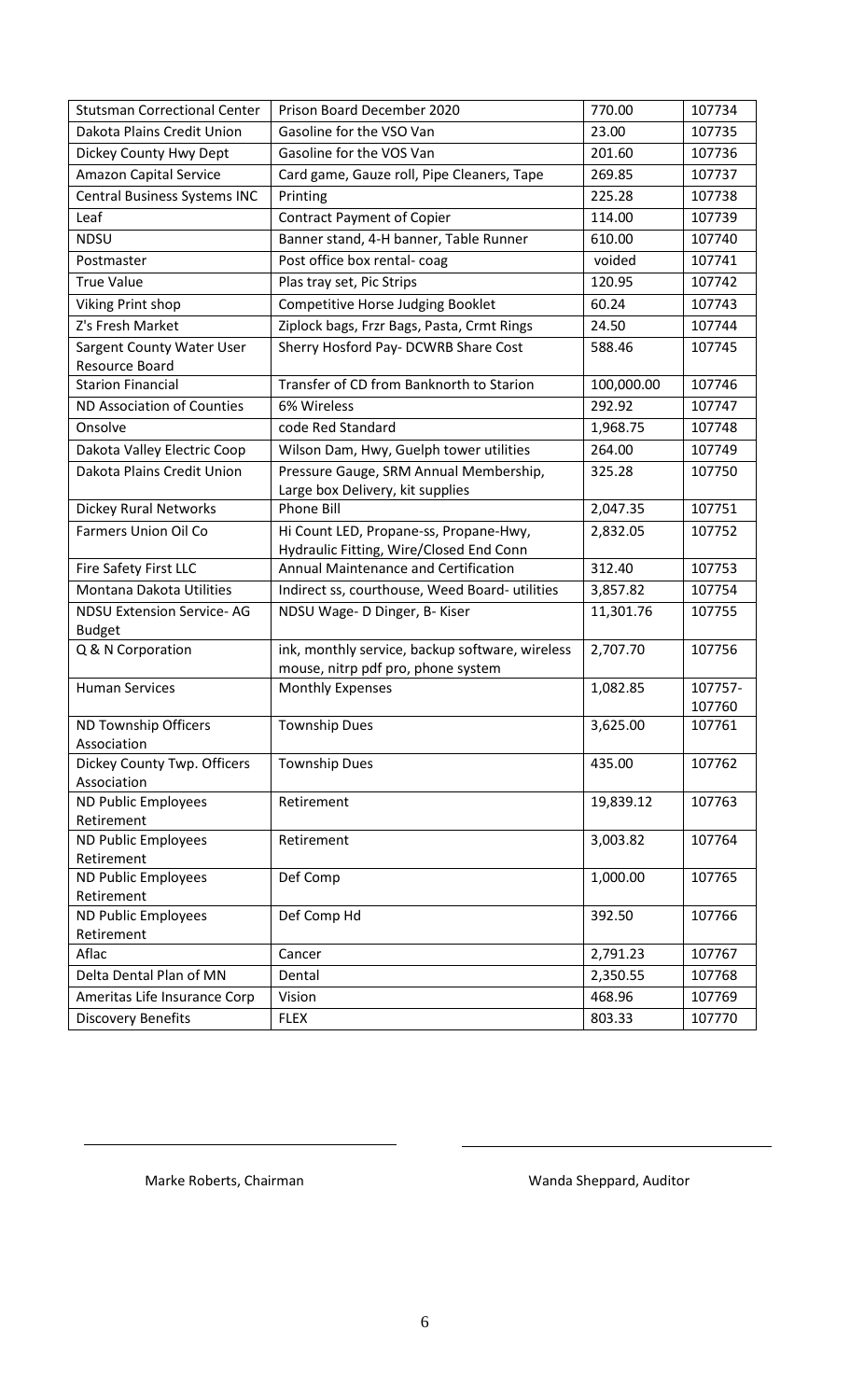| | | | |
|---|---|---|---|
| Stutsman Correctional Center | Prison Board December 2020 | 770.00 | 107734 |
| Dakota Plains Credit Union | Gasoline for the VSO Van | 23.00 | 107735 |
| Dickey County Hwy Dept | Gasoline for the VOS Van | 201.60 | 107736 |
| Amazon Capital Service | Card game, Gauze roll, Pipe Cleaners, Tape | 269.85 | 107737 |
| Central Business Systems INC | Printing | 225.28 | 107738 |
| Leaf | Contract Payment of Copier | 114.00 | 107739 |
| NDSU | Banner stand, 4-H banner, Table Runner | 610.00 | 107740 |
| Postmaster | Post office box rental- coag | voided | 107741 |
| True Value | Plas tray set, Pic Strips | 120.95 | 107742 |
| Viking Print shop | Competitive Horse Judging Booklet | 60.24 | 107743 |
| Z's Fresh Market | Ziplock bags, Frzr Bags, Pasta, Crmt Rings | 24.50 | 107744 |
| Sargent County Water User Resource Board | Sherry Hosford Pay- DCWRB Share Cost | 588.46 | 107745 |
| Starion Financial | Transfer of CD from Banknorth to Starion | 100,000.00 | 107746 |
| ND Association of Counties | 6% Wireless | 292.92 | 107747 |
| Onsolve | code Red Standard | 1,968.75 | 107748 |
| Dakota Valley Electric Coop | Wilson Dam, Hwy, Guelph tower utilities | 264.00 | 107749 |
| Dakota Plains Credit Union | Pressure Gauge, SRM Annual Membership, Large box Delivery, kit supplies | 325.28 | 107750 |
| Dickey Rural Networks | Phone Bill | 2,047.35 | 107751 |
| Farmers Union Oil Co | Hi Count LED, Propane-ss, Propane-Hwy, Hydraulic Fitting, Wire/Closed End Conn | 2,832.05 | 107752 |
| Fire Safety First LLC | Annual Maintenance and Certification | 312.40 | 107753 |
| Montana Dakota Utilities | Indirect ss, courthouse, Weed Board- utilities | 3,857.82 | 107754 |
| NDSU Extension Service- AG Budget | NDSU Wage- D Dinger, B- Kiser | 11,301.76 | 107755 |
| Q & N Corporation | ink, monthly service, backup software, wireless mouse, nitrp pdf pro, phone system | 2,707.70 | 107756 |
| Human Services | Monthly Expenses | 1,082.85 | 107757-107760 |
| ND Township Officers Association | Township Dues | 3,625.00 | 107761 |
| Dickey County Twp. Officers Association | Township Dues | 435.00 | 107762 |
| ND Public Employees Retirement | Retirement | 19,839.12 | 107763 |
| ND Public Employees Retirement | Retirement | 3,003.82 | 107764 |
| ND Public Employees Retirement | Def Comp | 1,000.00 | 107765 |
| ND Public Employees Retirement | Def Comp Hd | 392.50 | 107766 |
| Aflac | Cancer | 2,791.23 | 107767 |
| Delta Dental Plan of MN | Dental | 2,350.55 | 107768 |
| Ameritas Life Insurance Corp | Vision | 468.96 | 107769 |
| Discovery Benefits | FLEX | 803.33 | 107770 |

Marke Roberts, Chairman

Wanda Sheppard, Auditor